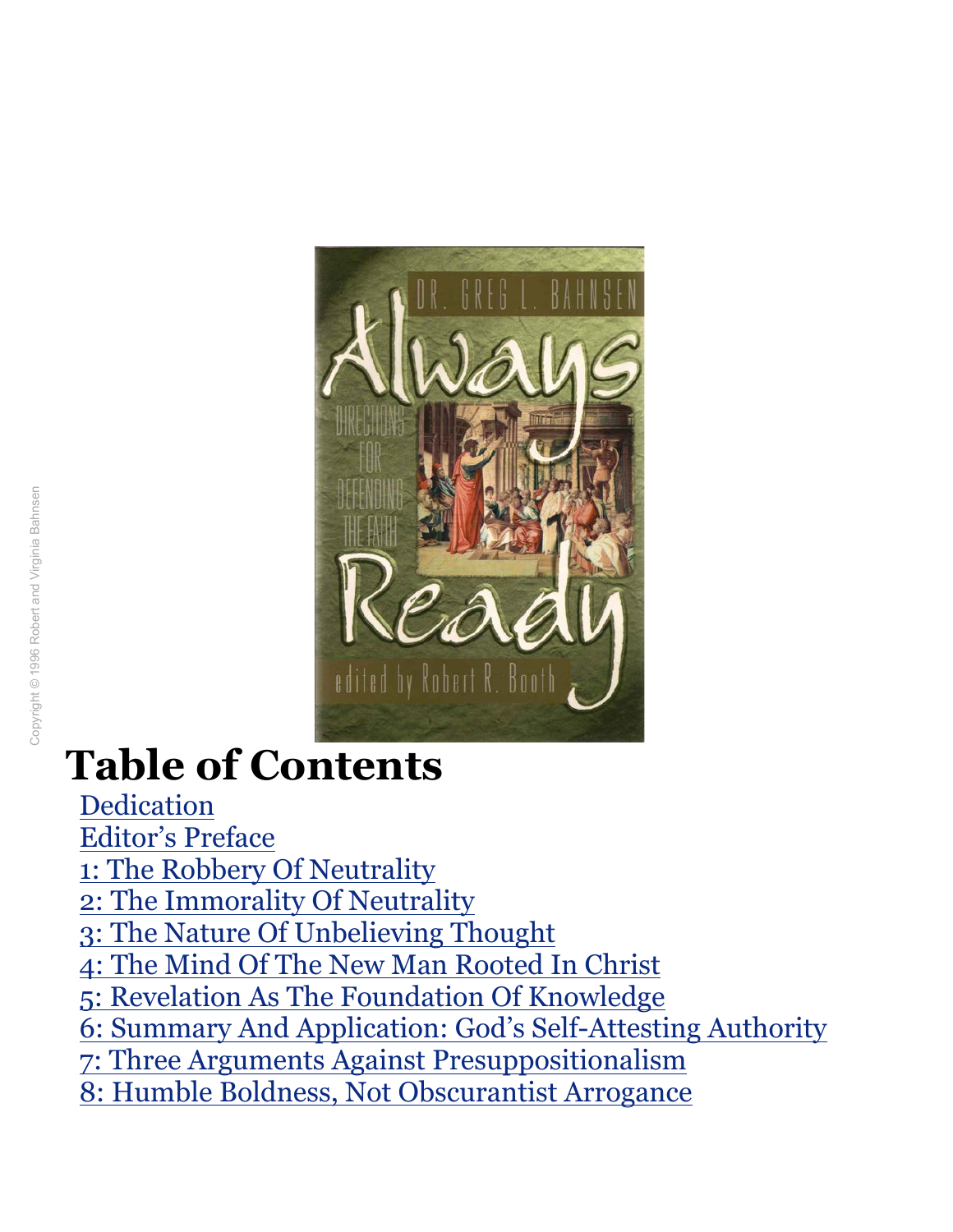# Table of Contents

- Dedication
- Editor's Preface
- 1: The Robbery Of Neutrality
- 2: The Immorality Of Neutrality
- 3: The Nature Of Unbelieving Thought
- 4: The Mind Of The New Man Rooted In Christ
- 5: Revelation As The Foundation Of Knowledge
- 6: Summary And Application: God's Self-Attesting Authority
- 7: Three Arguments Against Presuppositionalism
- 8: Humble Boldness, Not Obscurantist Arrogance

Copyright © 1996 Robert and Virginia Bahnsen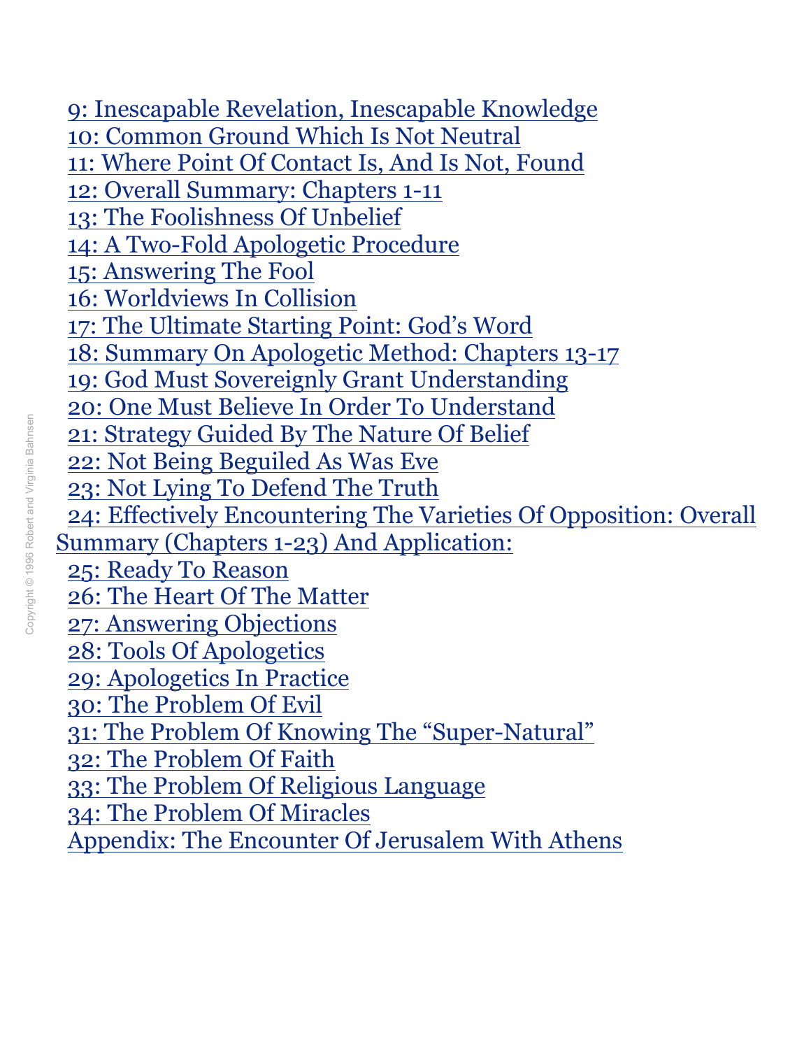9: Inescapable Revelation, Inescapable Knowledge
10: Common Ground Which Is Not Neutral
11: Where Point Of Contact Is, And Is Not, Found
12: Overall Summary: Chapters 1-11
13: The Foolishness Of Unbelief
14: A Two-Fold Apologetic Procedure
15: Answering The Fool
16: Worldviews In Collision
17: The Ultimate Starting Point: God's Word
18: Summary On Apologetic Method: Chapters 13-17
19: God Must Sovereignly Grant Understanding
20: One Must Believe In Order To Understand
21: Strategy Guided By The Nature Of Belief
22: Not Being Beguiled As Was Eve
23: Not Lying To Defend The Truth
24: Effectively Encountering The Varieties Of Opposition: Overall Summary (Chapters 1-23) And Application:
25: Ready To Reason
26: The Heart Of The Matter
27: Answering Objections
28: Tools Of Apologetics
29: Apologetics In Practice
30: The Problem Of Evil
31: The Problem Of Knowing The "Super-Natural"
32: The Problem Of Faith
33: The Problem Of Religious Language
34: The Problem Of Miracles
Appendix: The Encounter Of Jerusalem With Athens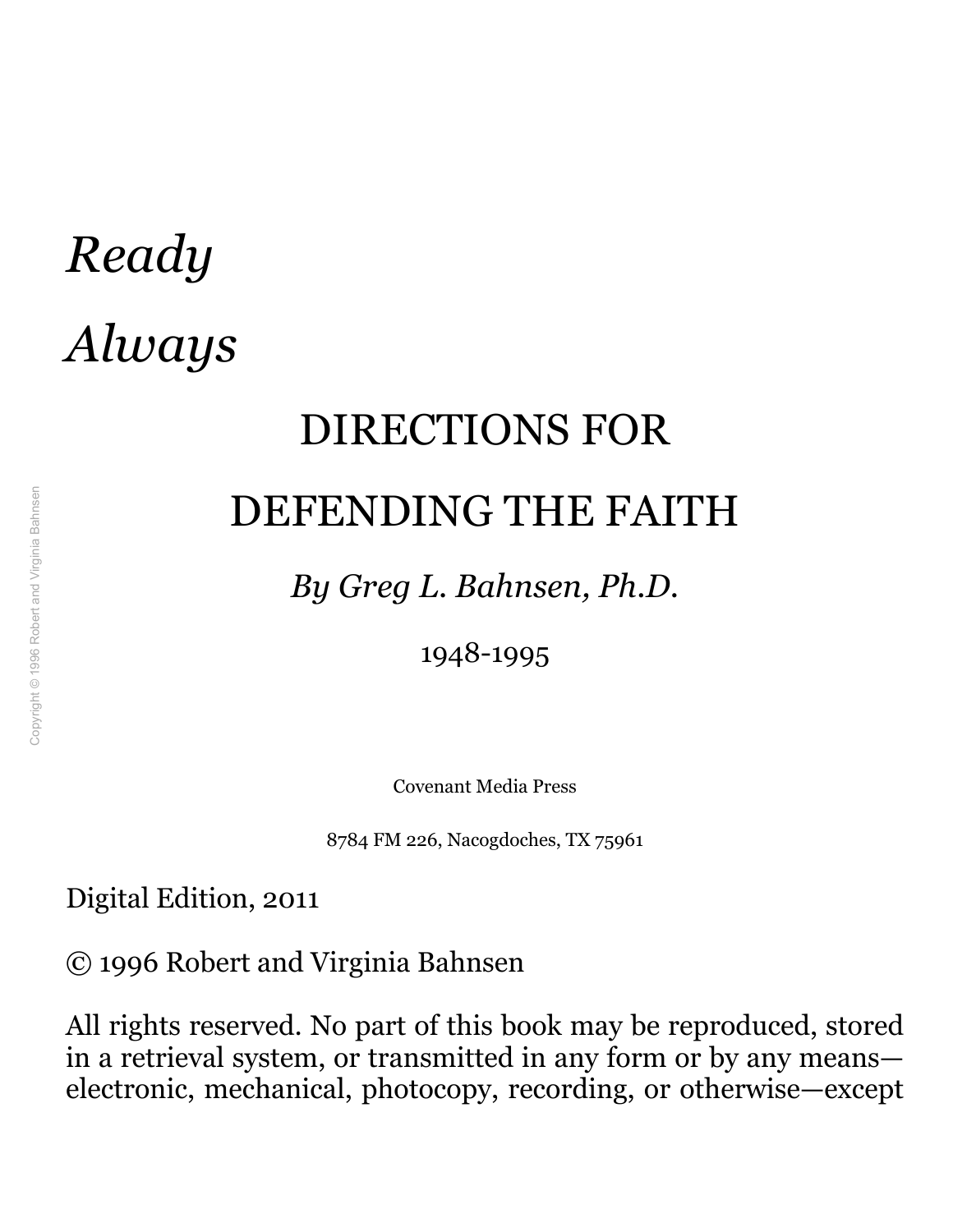# *Ready Always*

## DIRECTIONS FOR DEFENDING THE FAITH

*By Greg L. Bahnsen, Ph.D.*

1948-1995

Covenant Media Press

8784 FM 226, Nacogdoches, TX 75961

Digital Edition, 2011

© 1996 Robert and Virginia Bahnsen

All rights reserved. No part of this book may be reproduced, stored in a retrieval system, or transmitted in any form or by any means—electronic, mechanical, photocopy, recording, or otherwise—except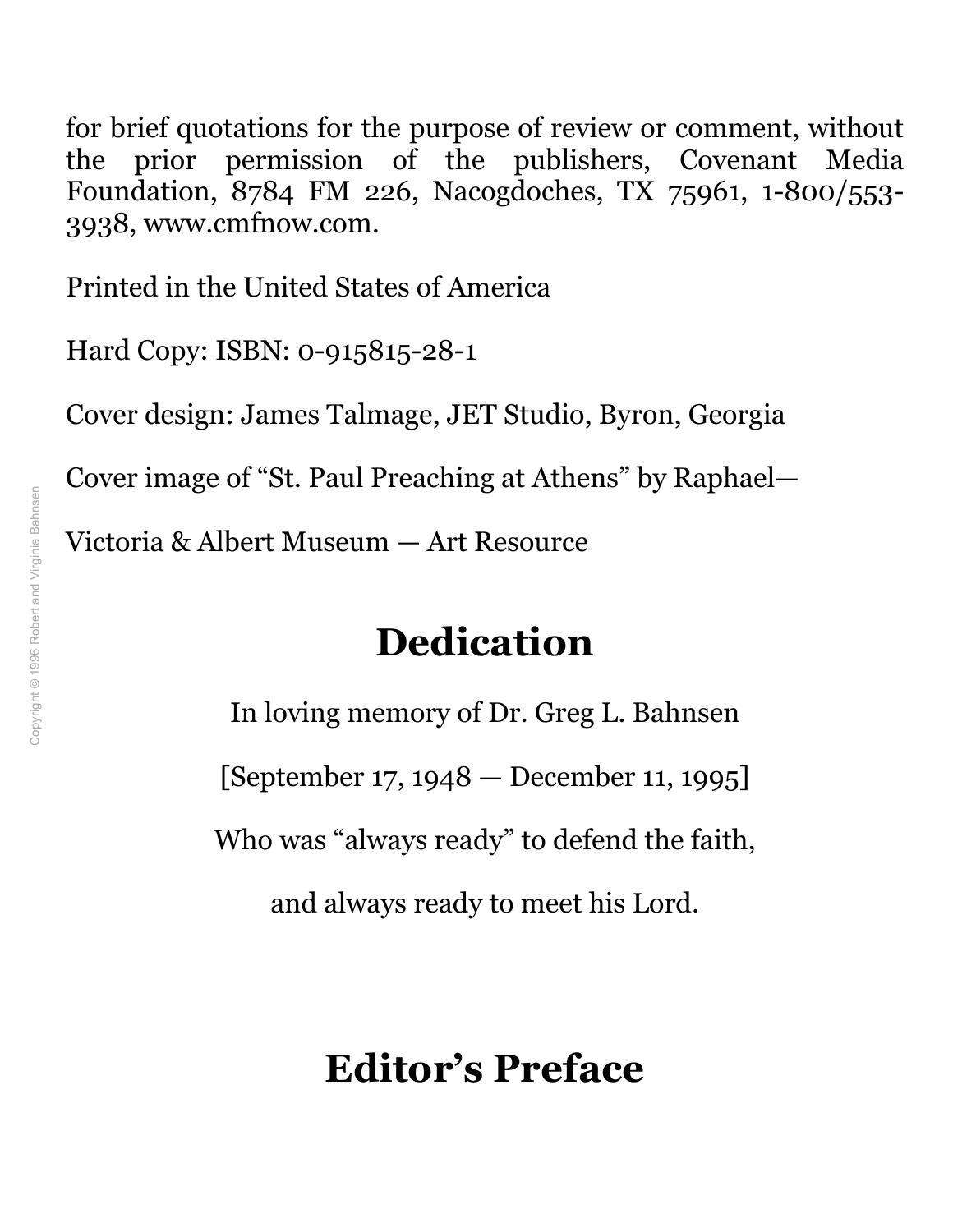for brief quotations for the purpose of review or comment, without the prior permission of the publishers, Covenant Media Foundation, 8784 FM 226, Nacogdoches, TX 75961, 1-800/553-3938, www.cmfnow.com.

Printed in the United States of America

Hard Copy: ISBN: 0-915815-28-1

Cover design: James Talmage, JET Studio, Byron, Georgia

Cover image of "St. Paul Preaching at Athens" by Raphael—

Victoria & Albert Museum — Art Resource

## Dedication

In loving memory of Dr. Greg L. Bahnsen

[September 17, 1948 — December 11, 1995]

Who was "always ready" to defend the faith,

and always ready to meet his Lord.

## Editor's Preface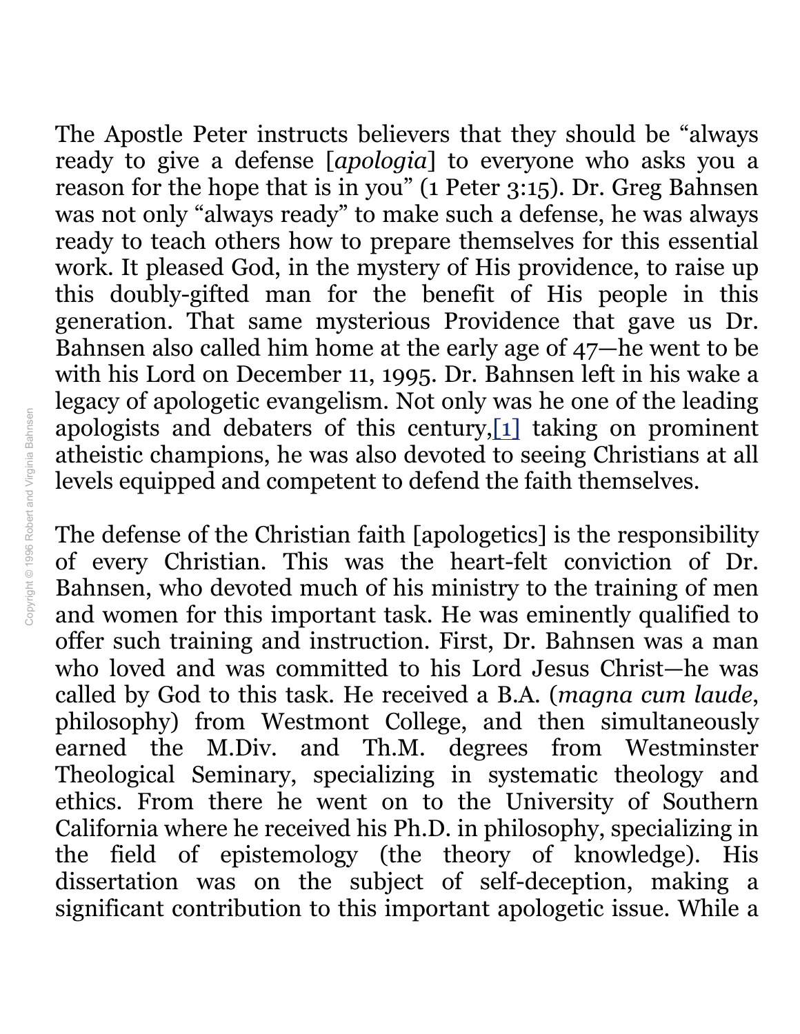The Apostle Peter instructs believers that they should be "always ready to give a defense [*apologia*] to everyone who asks you a reason for the hope that is in you" (1 Peter 3:15). Dr. Greg Bahnsen was not only "always ready" to make such a defense, he was always ready to teach others how to prepare themselves for this essential work. It pleased God, in the mystery of His providence, to raise up this doubly-gifted man for the benefit of His people in this generation. That same mysterious Providence that gave us Dr. Bahnsen also called him home at the early age of 47—he went to be with his Lord on December 11, 1995. Dr. Bahnsen left in his wake a legacy of apologetic evangelism. Not only was he one of the leading apologists and debaters of this century,[1] taking on prominent atheistic champions, he was also devoted to seeing Christians at all levels equipped and competent to defend the faith themselves.

The defense of the Christian faith [apologetics] is the responsibility of every Christian. This was the heart-felt conviction of Dr. Bahnsen, who devoted much of his ministry to the training of men and women for this important task. He was eminently qualified to offer such training and instruction. First, Dr. Bahnsen was a man who loved and was committed to his Lord Jesus Christ—he was called by God to this task. He received a B.A. (*magna cum laude*, philosophy) from Westmont College, and then simultaneously earned the M.Div. and Th.M. degrees from Westminster Theological Seminary, specializing in systematic theology and ethics. From there he went on to the University of Southern California where he received his Ph.D. in philosophy, specializing in the field of epistemology (the theory of knowledge). His dissertation was on the subject of self-deception, making a significant contribution to this important apologetic issue. While a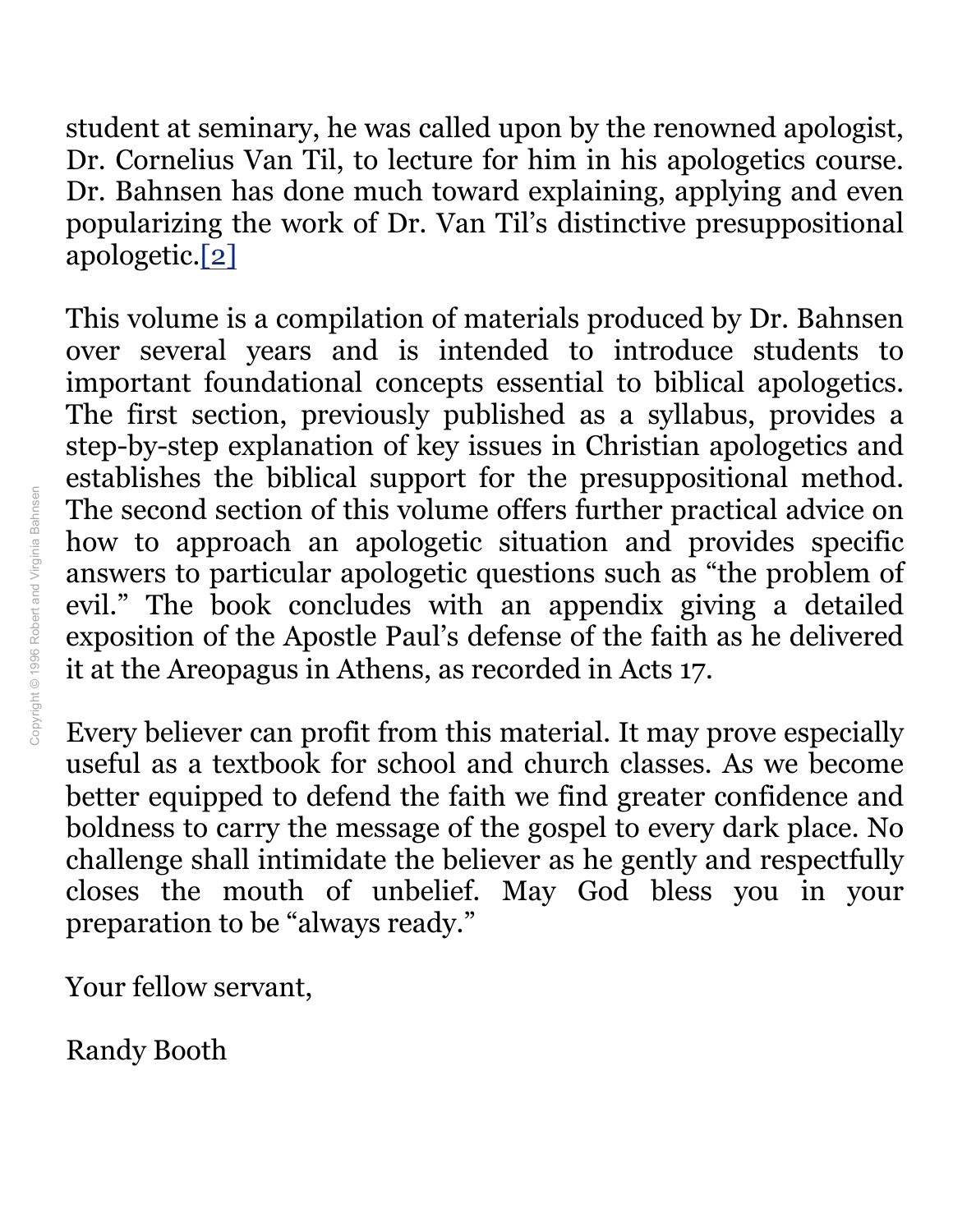student at seminary, he was called upon by the renowned apologist, Dr. Cornelius Van Til, to lecture for him in his apologetics course. Dr. Bahnsen has done much toward explaining, applying and even popularizing the work of Dr. Van Til's distinctive presuppositional apologetic.[2]

This volume is a compilation of materials produced by Dr. Bahnsen over several years and is intended to introduce students to important foundational concepts essential to biblical apologetics. The first section, previously published as a syllabus, provides a step-by-step explanation of key issues in Christian apologetics and establishes the biblical support for the presuppositional method. The second section of this volume offers further practical advice on how to approach an apologetic situation and provides specific answers to particular apologetic questions such as "the problem of evil." The book concludes with an appendix giving a detailed exposition of the Apostle Paul's defense of the faith as he delivered it at the Areopagus in Athens, as recorded in Acts 17.

Every believer can profit from this material. It may prove especially useful as a textbook for school and church classes. As we become better equipped to defend the faith we find greater confidence and boldness to carry the message of the gospel to every dark place. No challenge shall intimidate the believer as he gently and respectfully closes the mouth of unbelief. May God bless you in your preparation to be "always ready."

Your fellow servant,

Randy Booth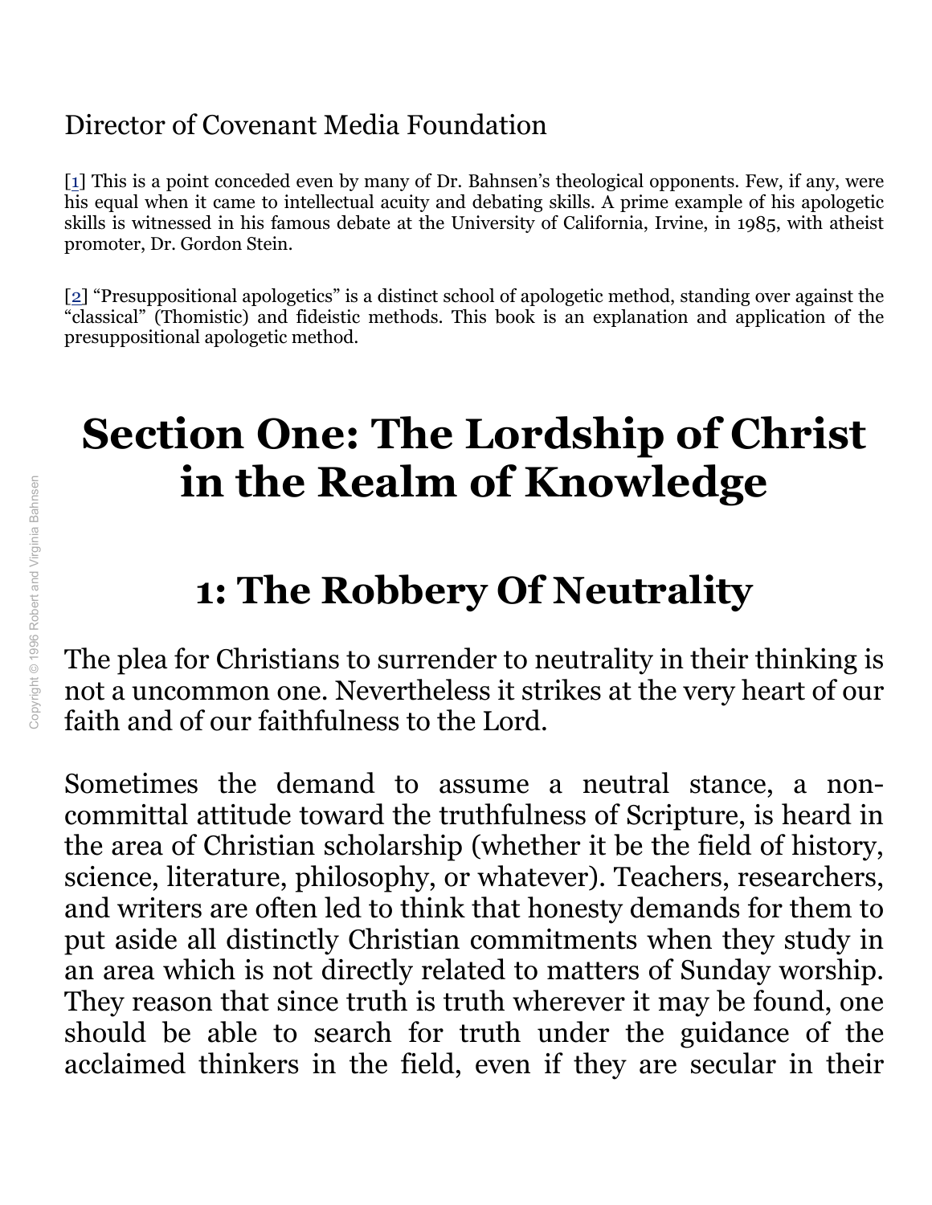Director of Covenant Media Foundation

[1] This is a point conceded even by many of Dr. Bahnsen's theological opponents. Few, if any, were his equal when it came to intellectual acuity and debating skills. A prime example of his apologetic skills is witnessed in his famous debate at the University of California, Irvine, in 1985, with atheist promoter, Dr. Gordon Stein.

[2] "Presuppositional apologetics" is a distinct school of apologetic method, standing over against the "classical" (Thomistic) and fideistic methods. This book is an explanation and application of the presuppositional apologetic method.

# Section One: The Lordship of Christ in the Realm of Knowledge

## 1: The Robbery Of Neutrality

The plea for Christians to surrender to neutrality in their thinking is not a uncommon one. Nevertheless it strikes at the very heart of our faith and of our faithfulness to the Lord.

Sometimes the demand to assume a neutral stance, a non-committal attitude toward the truthfulness of Scripture, is heard in the area of Christian scholarship (whether it be the field of history, science, literature, philosophy, or whatever). Teachers, researchers, and writers are often led to think that honesty demands for them to put aside all distinctly Christian commitments when they study in an area which is not directly related to matters of Sunday worship. They reason that since truth is truth wherever it may be found, one should be able to search for truth under the guidance of the acclaimed thinkers in the field, even if they are secular in their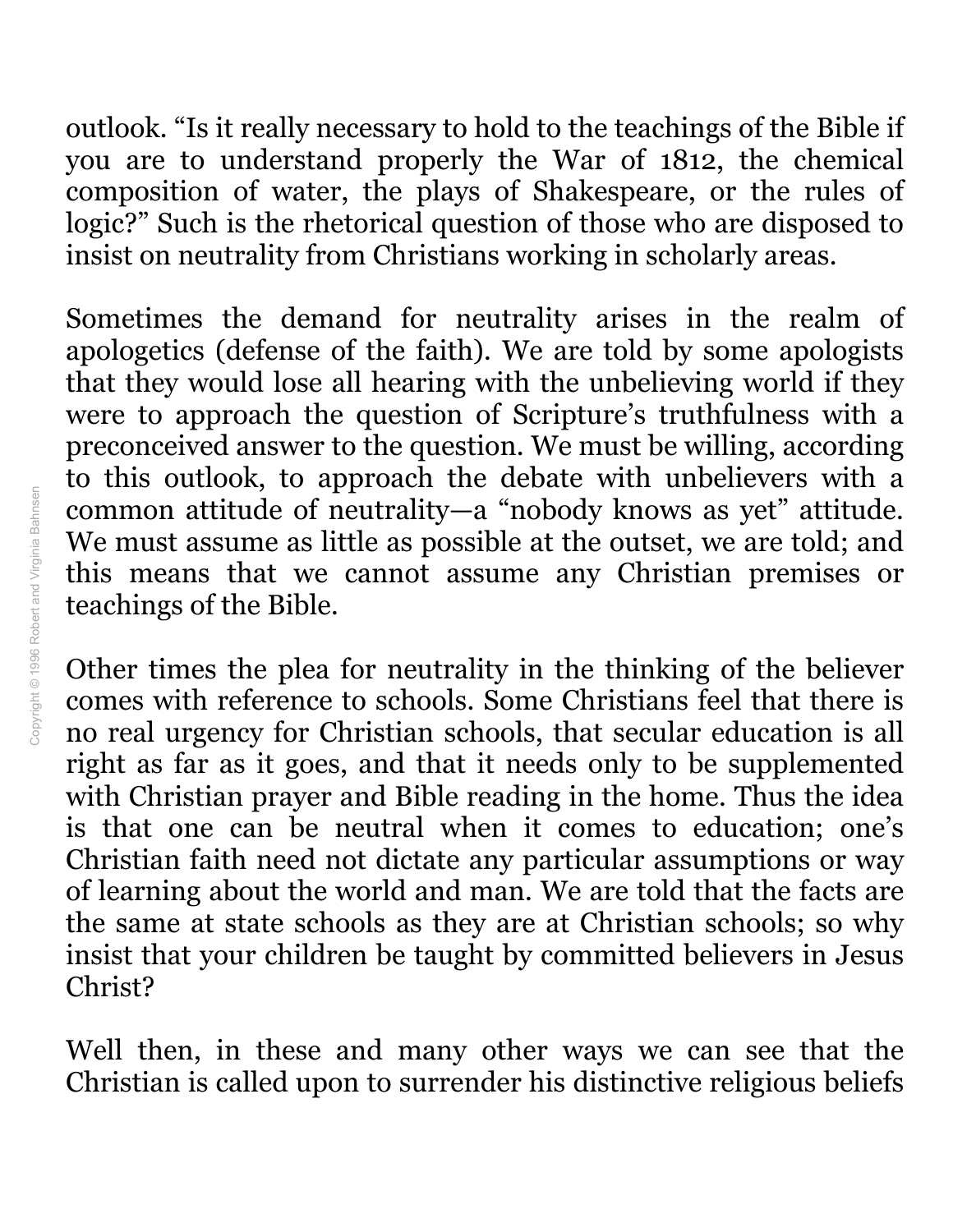outlook. "Is it really necessary to hold to the teachings of the Bible if you are to understand properly the War of 1812, the chemical composition of water, the plays of Shakespeare, or the rules of logic?" Such is the rhetorical question of those who are disposed to insist on neutrality from Christians working in scholarly areas.

Sometimes the demand for neutrality arises in the realm of apologetics (defense of the faith). We are told by some apologists that they would lose all hearing with the unbelieving world if they were to approach the question of Scripture's truthfulness with a preconceived answer to the question. We must be willing, according to this outlook, to approach the debate with unbelievers with a common attitude of neutrality—a "nobody knows as yet" attitude. We must assume as little as possible at the outset, we are told; and this means that we cannot assume any Christian premises or teachings of the Bible.

Other times the plea for neutrality in the thinking of the believer comes with reference to schools. Some Christians feel that there is no real urgency for Christian schools, that secular education is all right as far as it goes, and that it needs only to be supplemented with Christian prayer and Bible reading in the home. Thus the idea is that one can be neutral when it comes to education; one's Christian faith need not dictate any particular assumptions or way of learning about the world and man. We are told that the facts are the same at state schools as they are at Christian schools; so why insist that your children be taught by committed believers in Jesus Christ?

Well then, in these and many other ways we can see that the Christian is called upon to surrender his distinctive religious beliefs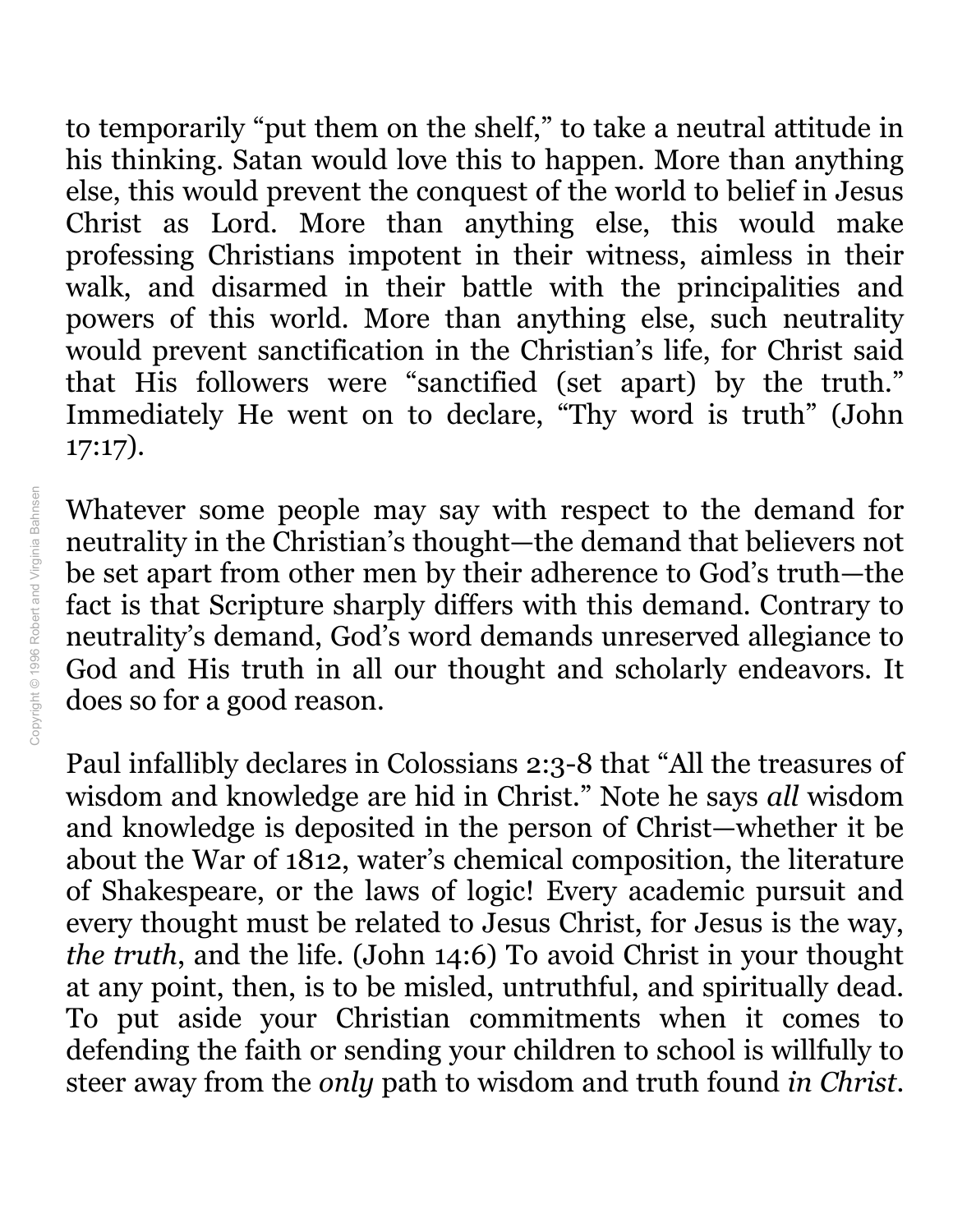to temporarily "put them on the shelf," to take a neutral attitude in his thinking. Satan would love this to happen. More than anything else, this would prevent the conquest of the world to belief in Jesus Christ as Lord. More than anything else, this would make professing Christians impotent in their witness, aimless in their walk, and disarmed in their battle with the principalities and powers of this world. More than anything else, such neutrality would prevent sanctification in the Christian's life, for Christ said that His followers were "sanctified (set apart) by the truth." Immediately He went on to declare, "Thy word is truth" (John 17:17).

Whatever some people may say with respect to the demand for neutrality in the Christian's thought—the demand that believers not be set apart from other men by their adherence to God's truth—the fact is that Scripture sharply differs with this demand. Contrary to neutrality's demand, God's word demands unreserved allegiance to God and His truth in all our thought and scholarly endeavors. It does so for a good reason.

Paul infallibly declares in Colossians 2:3-8 that "All the treasures of wisdom and knowledge are hid in Christ." Note he says *all* wisdom and knowledge is deposited in the person of Christ—whether it be about the War of 1812, water's chemical composition, the literature of Shakespeare, or the laws of logic! Every academic pursuit and every thought must be related to Jesus Christ, for Jesus is the way, *the truth*, and the life. (John 14:6) To avoid Christ in your thought at any point, then, is to be misled, untruthful, and spiritually dead. To put aside your Christian commitments when it comes to defending the faith or sending your children to school is willfully to steer away from the *only* path to wisdom and truth found *in Christ*.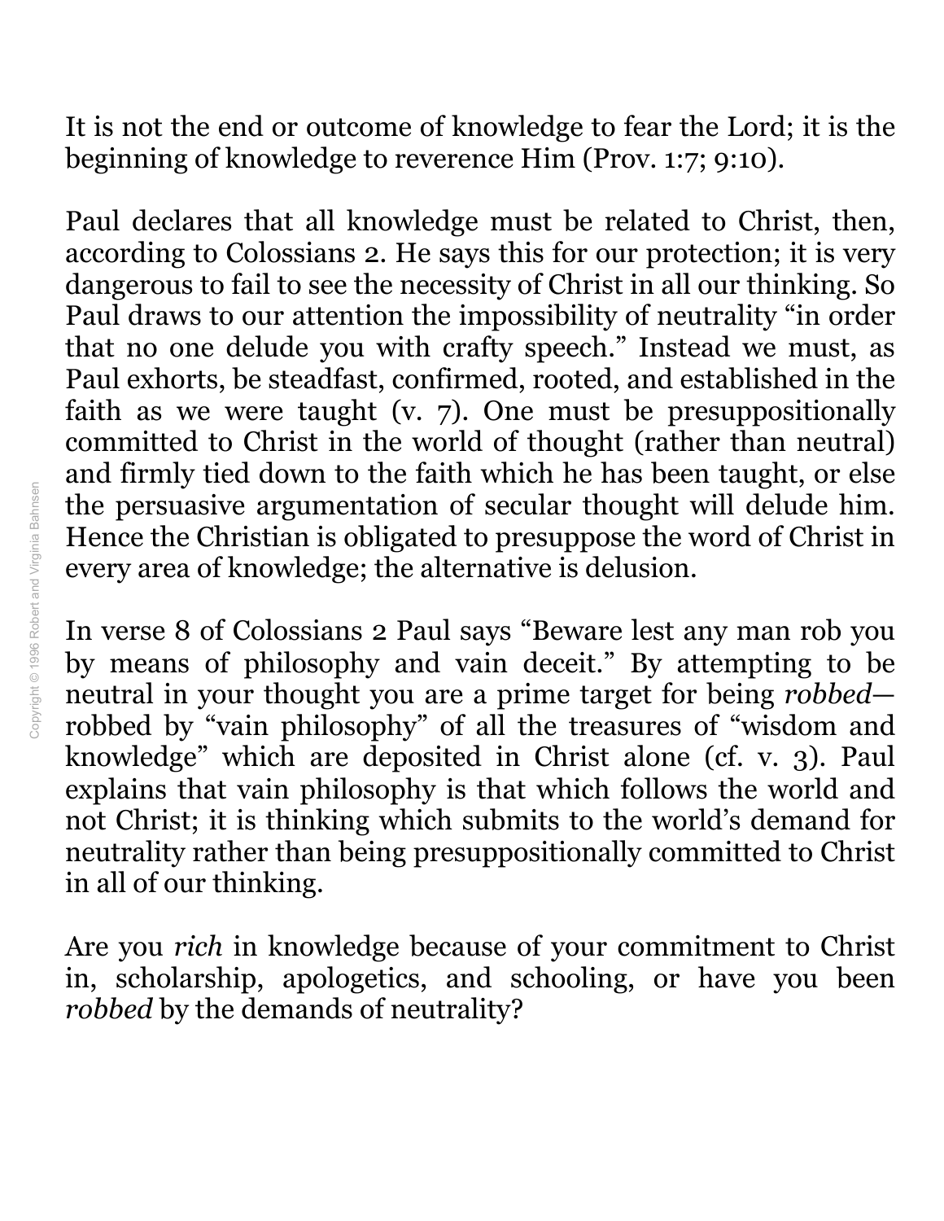It is not the end or outcome of knowledge to fear the Lord; it is the beginning of knowledge to reverence Him (Prov. 1:7; 9:10).

Paul declares that all knowledge must be related to Christ, then, according to Colossians 2. He says this for our protection; it is very dangerous to fail to see the necessity of Christ in all our thinking. So Paul draws to our attention the impossibility of neutrality "in order that no one delude you with crafty speech." Instead we must, as Paul exhorts, be steadfast, confirmed, rooted, and established in the faith as we were taught (v. 7). One must be presuppositionally committed to Christ in the world of thought (rather than neutral) and firmly tied down to the faith which he has been taught, or else the persuasive argumentation of secular thought will delude him. Hence the Christian is obligated to presuppose the word of Christ in every area of knowledge; the alternative is delusion.

In verse 8 of Colossians 2 Paul says "Beware lest any man rob you by means of philosophy and vain deceit." By attempting to be neutral in your thought you are a prime target for being *robbed*—robbed by "vain philosophy" of all the treasures of "wisdom and knowledge" which are deposited in Christ alone (cf. v. 3). Paul explains that vain philosophy is that which follows the world and not Christ; it is thinking which submits to the world's demand for neutrality rather than being presuppositionally committed to Christ in all of our thinking.

Are you *rich* in knowledge because of your commitment to Christ in, scholarship, apologetics, and schooling, or have you been *robbed* by the demands of neutrality?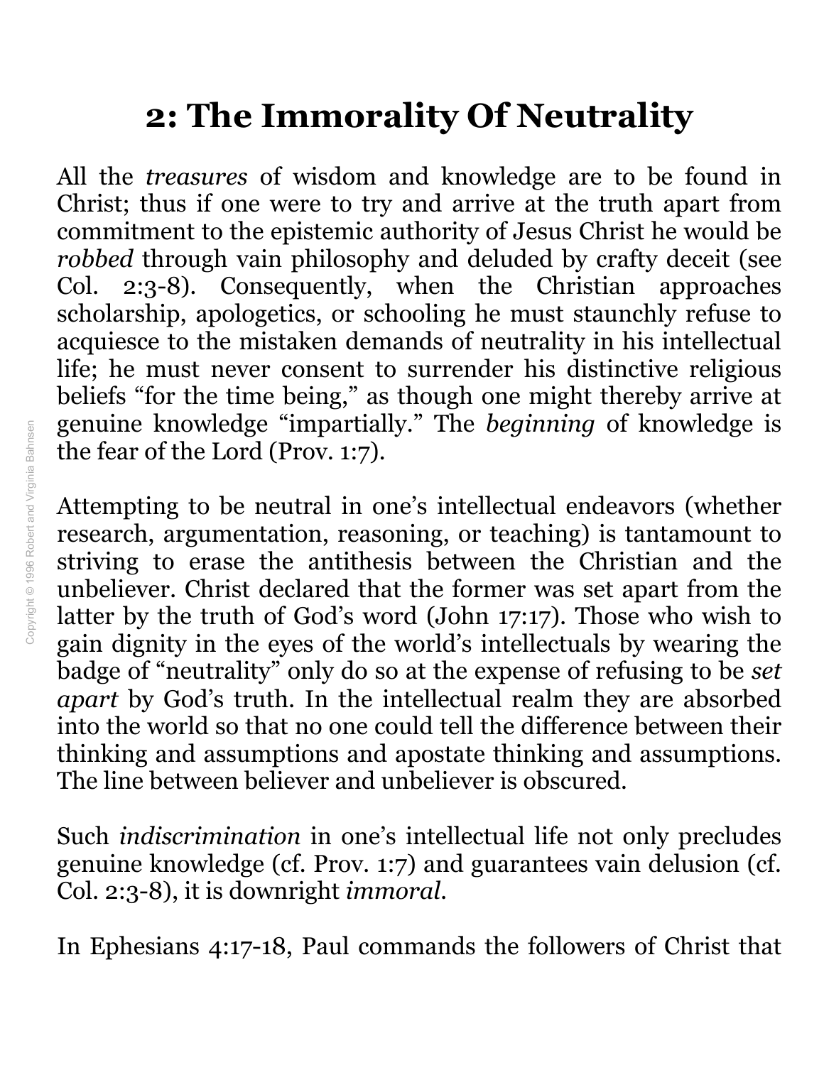# 2: The Immorality Of Neutrality

All the *treasures* of wisdom and knowledge are to be found in Christ; thus if one were to try and arrive at the truth apart from commitment to the epistemic authority of Jesus Christ he would be *robbed* through vain philosophy and deluded by crafty deceit (see Col. 2:3-8). Consequently, when the Christian approaches scholarship, apologetics, or schooling he must staunchly refuse to acquiesce to the mistaken demands of neutrality in his intellectual life; he must never consent to surrender his distinctive religious beliefs "for the time being," as though one might thereby arrive at genuine knowledge "impartially." The *beginning* of knowledge is the fear of the Lord (Prov. 1:7).

Attempting to be neutral in one's intellectual endeavors (whether research, argumentation, reasoning, or teaching) is tantamount to striving to erase the antithesis between the Christian and the unbeliever. Christ declared that the former was set apart from the latter by the truth of God's word (John 17:17). Those who wish to gain dignity in the eyes of the world's intellectuals by wearing the badge of "neutrality" only do so at the expense of refusing to be *set apart* by God's truth. In the intellectual realm they are absorbed into the world so that no one could tell the difference between their thinking and assumptions and apostate thinking and assumptions. The line between believer and unbeliever is obscured.

Such *indiscrimination* in one's intellectual life not only precludes genuine knowledge (cf. Prov. 1:7) and guarantees vain delusion (cf. Col. 2:3-8), it is downright *immoral*.

In Ephesians 4:17-18, Paul commands the followers of Christ that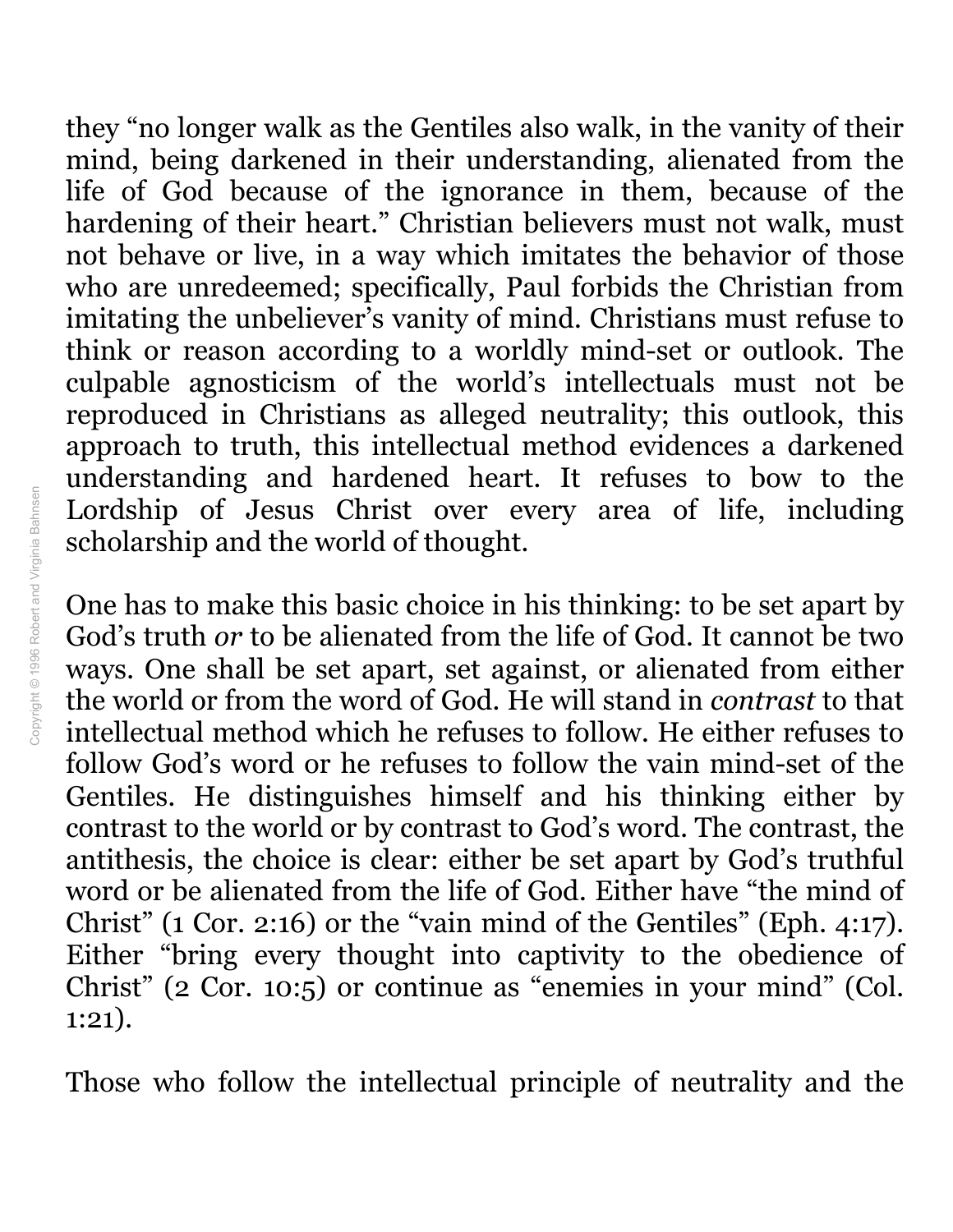they "no longer walk as the Gentiles also walk, in the vanity of their mind, being darkened in their understanding, alienated from the life of God because of the ignorance in them, because of the hardening of their heart." Christian believers must not walk, must not behave or live, in a way which imitates the behavior of those who are unredeemed; specifically, Paul forbids the Christian from imitating the unbeliever's vanity of mind. Christians must refuse to think or reason according to a worldly mind-set or outlook. The culpable agnosticism of the world's intellectuals must not be reproduced in Christians as alleged neutrality; this outlook, this approach to truth, this intellectual method evidences a darkened understanding and hardened heart. It refuses to bow to the Lordship of Jesus Christ over every area of life, including scholarship and the world of thought.

One has to make this basic choice in his thinking: to be set apart by God's truth *or* to be alienated from the life of God. It cannot be two ways. One shall be set apart, set against, or alienated from either the world or from the word of God. He will stand in *contrast* to that intellectual method which he refuses to follow. He either refuses to follow God's word or he refuses to follow the vain mind-set of the Gentiles. He distinguishes himself and his thinking either by contrast to the world or by contrast to God's word. The contrast, the antithesis, the choice is clear: either be set apart by God's truthful word or be alienated from the life of God. Either have "the mind of Christ" (1 Cor. 2:16) or the "vain mind of the Gentiles" (Eph. 4:17). Either "bring every thought into captivity to the obedience of Christ" (2 Cor. 10:5) or continue as "enemies in your mind" (Col. 1:21).

Those who follow the intellectual principle of neutrality and the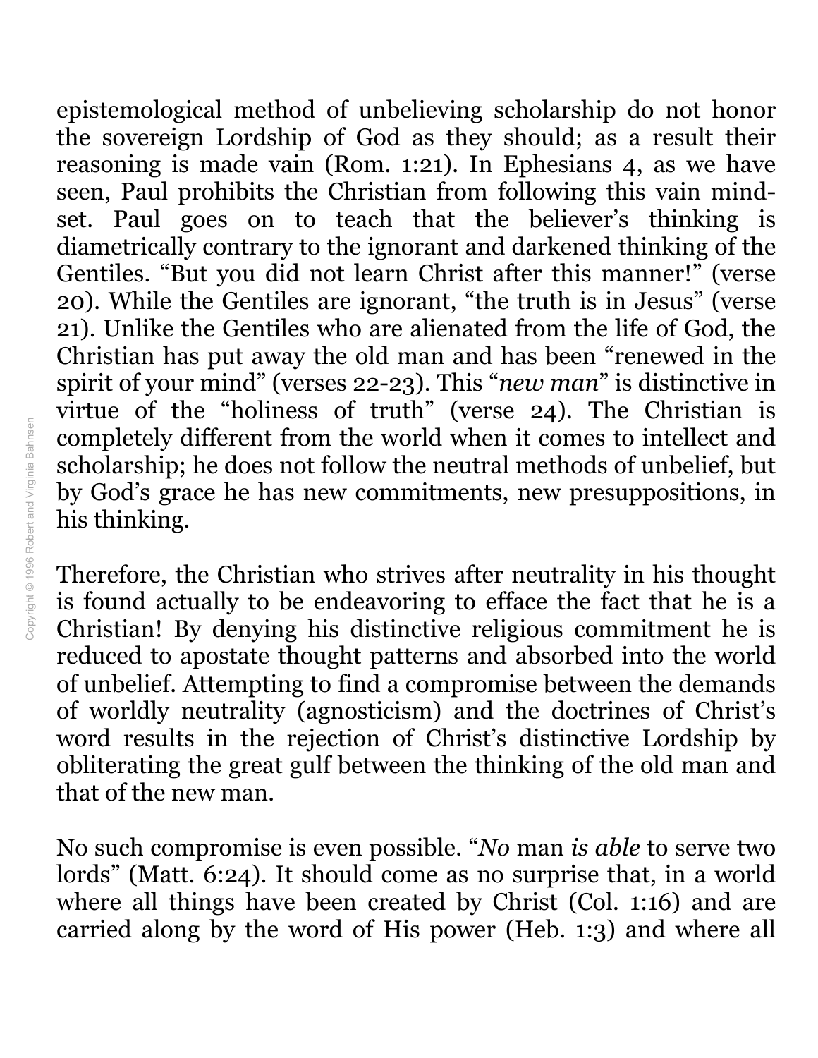epistemological method of unbelieving scholarship do not honor the sovereign Lordship of God as they should; as a result their reasoning is made vain (Rom. 1:21). In Ephesians 4, as we have seen, Paul prohibits the Christian from following this vain mind-set. Paul goes on to teach that the believer's thinking is diametrically contrary to the ignorant and darkened thinking of the Gentiles. "But you did not learn Christ after this manner!" (verse 20). While the Gentiles are ignorant, "the truth is in Jesus" (verse 21). Unlike the Gentiles who are alienated from the life of God, the Christian has put away the old man and has been "renewed in the spirit of your mind" (verses 22-23). This "*new man*" is distinctive in virtue of the "holiness of truth" (verse 24). The Christian is completely different from the world when it comes to intellect and scholarship; he does not follow the neutral methods of unbelief, but by God's grace he has new commitments, new presuppositions, in his thinking.

Therefore, the Christian who strives after neutrality in his thought is found actually to be endeavoring to efface the fact that he is a Christian! By denying his distinctive religious commitment he is reduced to apostate thought patterns and absorbed into the world of unbelief. Attempting to find a compromise between the demands of worldly neutrality (agnosticism) and the doctrines of Christ's word results in the rejection of Christ's distinctive Lordship by obliterating the great gulf between the thinking of the old man and that of the new man.

No such compromise is even possible. "*No* man *is able* to serve two lords" (Matt. 6:24). It should come as no surprise that, in a world where all things have been created by Christ (Col. 1:16) and are carried along by the word of His power (Heb. 1:3) and where all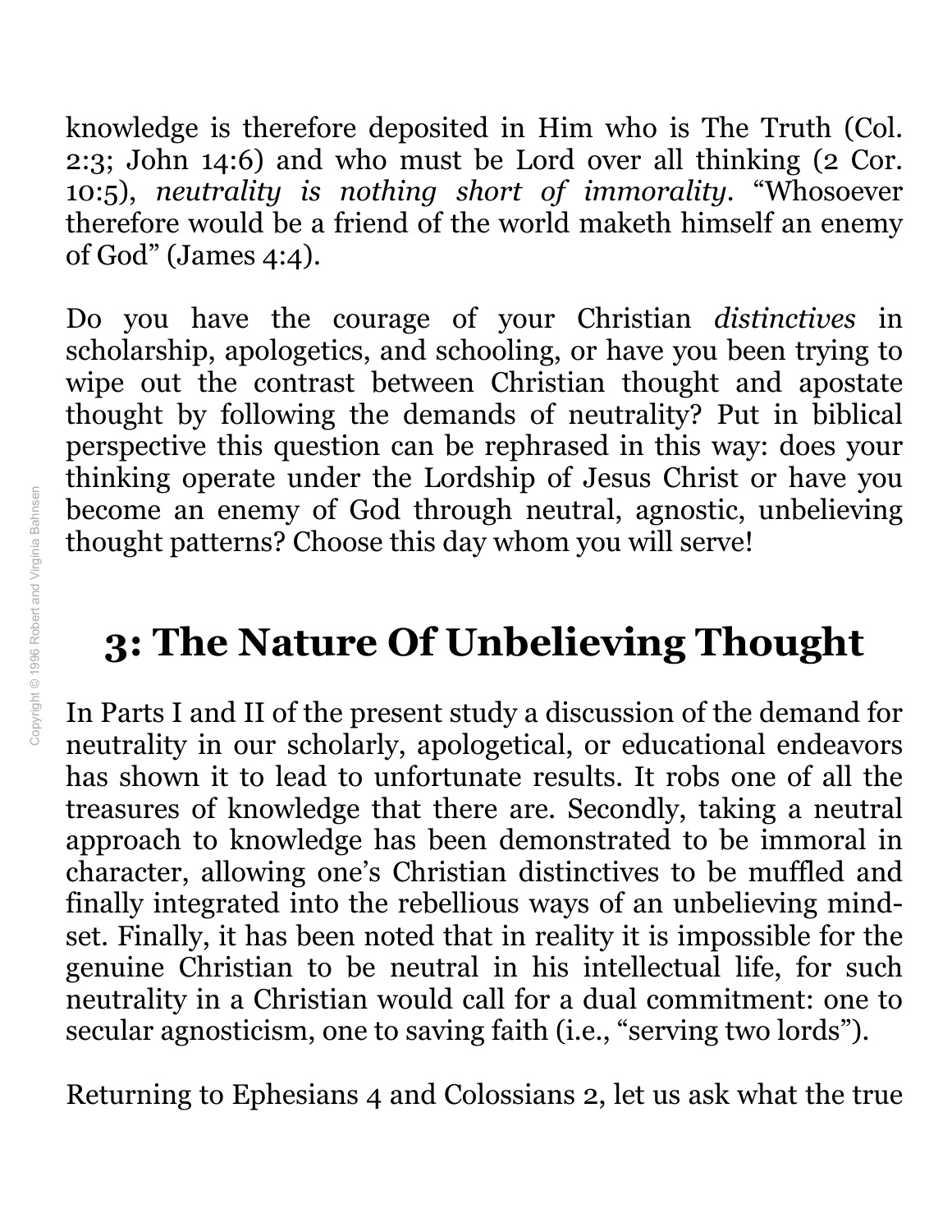knowledge is therefore deposited in Him who is The Truth (Col. 2:3; John 14:6) and who must be Lord over all thinking (2 Cor. 10:5), *neutrality is nothing short of immorality*. "Whosoever therefore would be a friend of the world maketh himself an enemy of God" (James 4:4).

Do you have the courage of your Christian *distinctives* in scholarship, apologetics, and schooling, or have you been trying to wipe out the contrast between Christian thought and apostate thought by following the demands of neutrality? Put in biblical perspective this question can be rephrased in this way: does your thinking operate under the Lordship of Jesus Christ or have you become an enemy of God through neutral, agnostic, unbelieving thought patterns? Choose this day whom you will serve!

## 3: The Nature Of Unbelieving Thought

In Parts I and II of the present study a discussion of the demand for neutrality in our scholarly, apologetical, or educational endeavors has shown it to lead to unfortunate results. It robs one of all the treasures of knowledge that there are. Secondly, taking a neutral approach to knowledge has been demonstrated to be immoral in character, allowing one's Christian distinctives to be muffled and finally integrated into the rebellious ways of an unbelieving mind-set. Finally, it has been noted that in reality it is impossible for the genuine Christian to be neutral in his intellectual life, for such neutrality in a Christian would call for a dual commitment: one to secular agnosticism, one to saving faith (i.e., "serving two lords").

Returning to Ephesians 4 and Colossians 2, let us ask what the true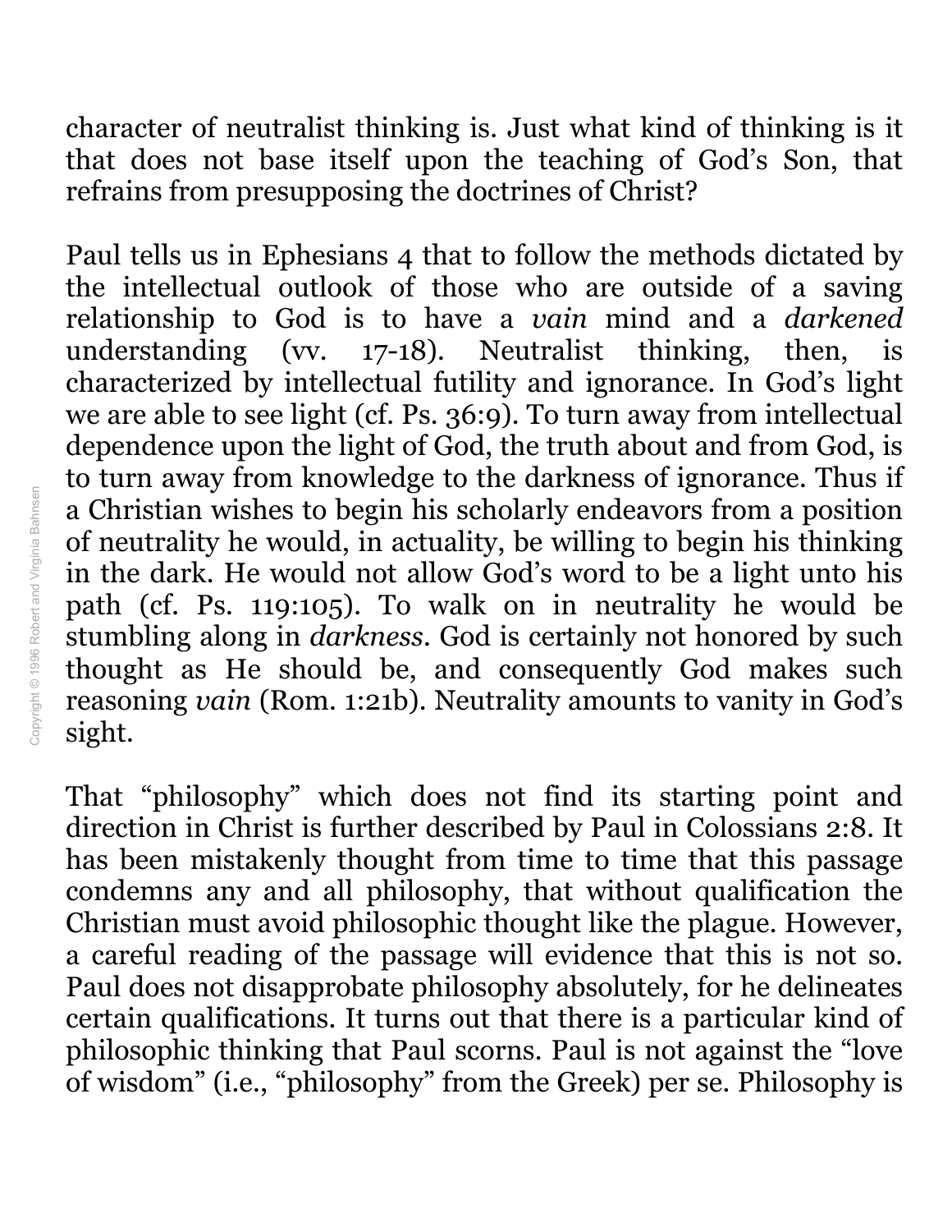character of neutralist thinking is. Just what kind of thinking is it that does not base itself upon the teaching of God's Son, that refrains from presupposing the doctrines of Christ?

Paul tells us in Ephesians 4 that to follow the methods dictated by the intellectual outlook of those who are outside of a saving relationship to God is to have a *vain* mind and a *darkened* understanding (vv. 17-18). Neutralist thinking, then, is characterized by intellectual futility and ignorance. In God's light we are able to see light (cf. Ps. 36:9). To turn away from intellectual dependence upon the light of God, the truth about and from God, is to turn away from knowledge to the darkness of ignorance. Thus if a Christian wishes to begin his scholarly endeavors from a position of neutrality he would, in actuality, be willing to begin his thinking in the dark. He would not allow God's word to be a light unto his path (cf. Ps. 119:105). To walk on in neutrality he would be stumbling along in *darkness*. God is certainly not honored by such thought as He should be, and consequently God makes such reasoning *vain* (Rom. 1:21b). Neutrality amounts to vanity in God's sight.

That "philosophy" which does not find its starting point and direction in Christ is further described by Paul in Colossians 2:8. It has been mistakenly thought from time to time that this passage condemns any and all philosophy, that without qualification the Christian must avoid philosophic thought like the plague. However, a careful reading of the passage will evidence that this is not so. Paul does not disapprobate philosophy absolutely, for he delineates certain qualifications. It turns out that there is a particular kind of philosophic thinking that Paul scorns. Paul is not against the "love of wisdom" (i.e., "philosophy" from the Greek) per se. Philosophy is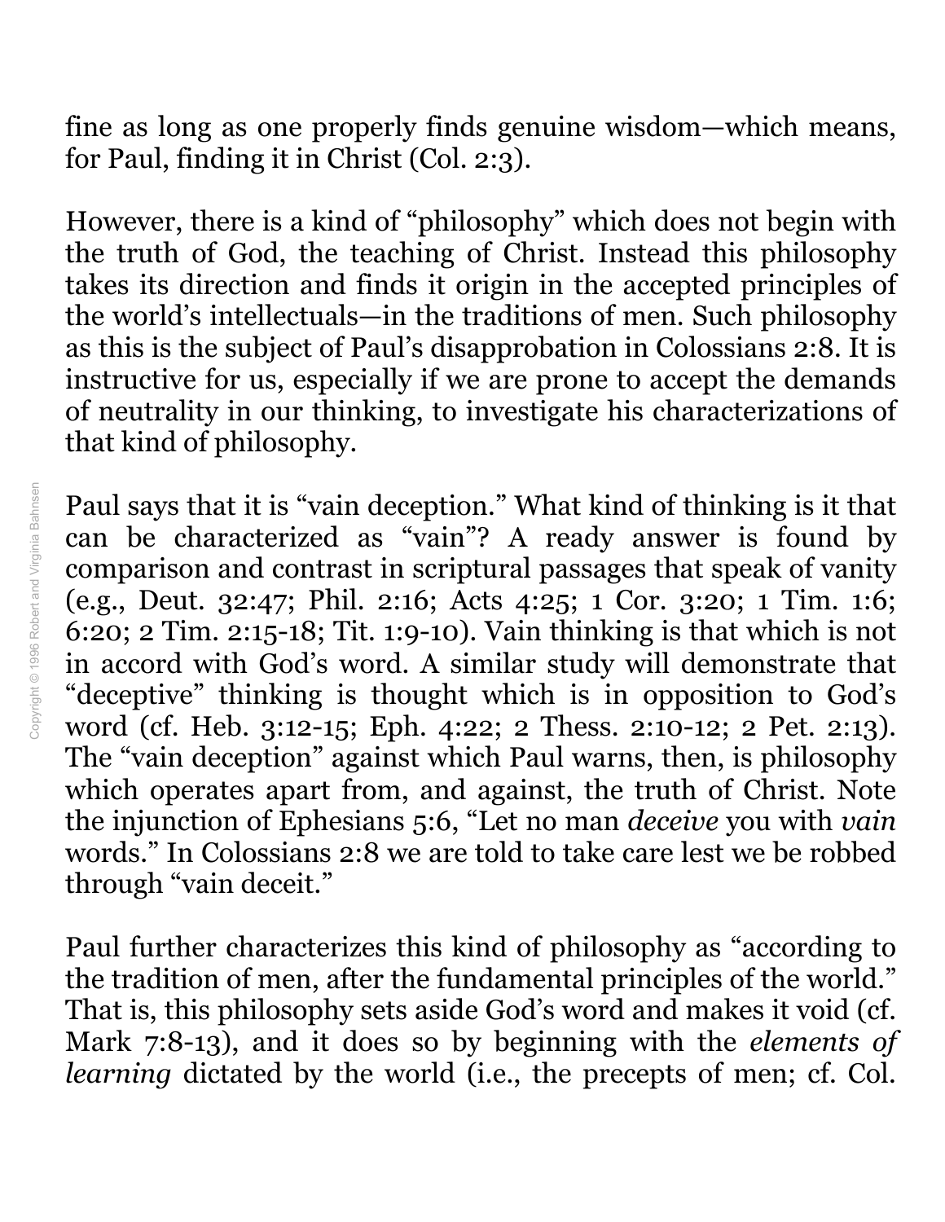fine as long as one properly finds genuine wisdom—which means, for Paul, finding it in Christ (Col. 2:3).

However, there is a kind of "philosophy" which does not begin with the truth of God, the teaching of Christ. Instead this philosophy takes its direction and finds it origin in the accepted principles of the world's intellectuals—in the traditions of men. Such philosophy as this is the subject of Paul's disapprobation in Colossians 2:8. It is instructive for us, especially if we are prone to accept the demands of neutrality in our thinking, to investigate his characterizations of that kind of philosophy.

Paul says that it is "vain deception." What kind of thinking is it that can be characterized as "vain"? A ready answer is found by comparison and contrast in scriptural passages that speak of vanity (e.g., Deut. 32:47; Phil. 2:16; Acts 4:25; 1 Cor. 3:20; 1 Tim. 1:6; 6:20; 2 Tim. 2:15-18; Tit. 1:9-10). Vain thinking is that which is not in accord with God's word. A similar study will demonstrate that "deceptive" thinking is thought which is in opposition to God's word (cf. Heb. 3:12-15; Eph. 4:22; 2 Thess. 2:10-12; 2 Pet. 2:13). The "vain deception" against which Paul warns, then, is philosophy which operates apart from, and against, the truth of Christ. Note the injunction of Ephesians 5:6, "Let no man *deceive* you with *vain* words." In Colossians 2:8 we are told to take care lest we be robbed through "vain deceit."

Paul further characterizes this kind of philosophy as "according to the tradition of men, after the fundamental principles of the world." That is, this philosophy sets aside God's word and makes it void (cf. Mark 7:8-13), and it does so by beginning with the *elements of learning* dictated by the world (i.e., the precepts of men; cf. Col.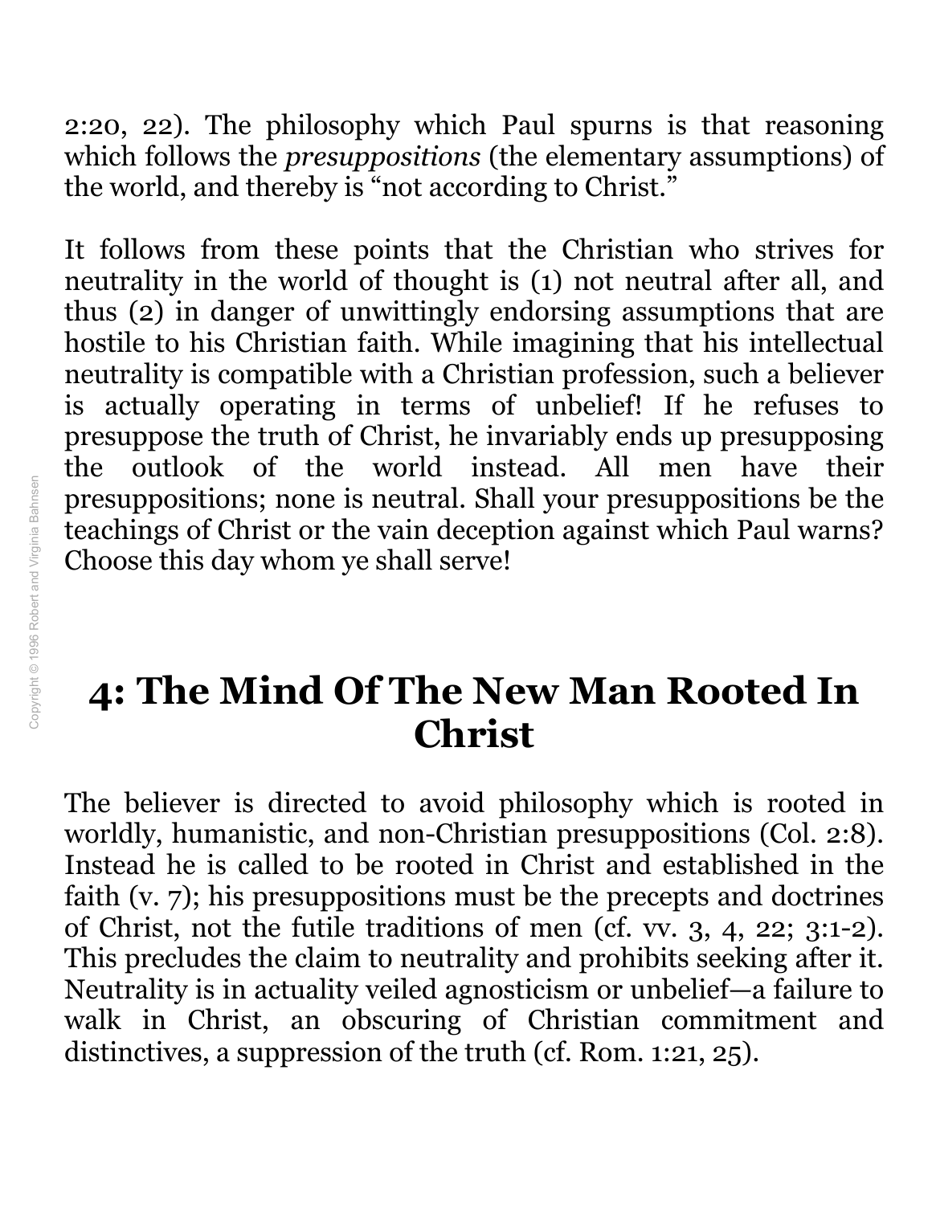2:20, 22). The philosophy which Paul spurns is that reasoning which follows the *presuppositions* (the elementary assumptions) of the world, and thereby is "not according to Christ."

It follows from these points that the Christian who strives for neutrality in the world of thought is (1) not neutral after all, and thus (2) in danger of unwittingly endorsing assumptions that are hostile to his Christian faith. While imagining that his intellectual neutrality is compatible with a Christian profession, such a believer is actually operating in terms of unbelief! If he refuses to presuppose the truth of Christ, he invariably ends up presupposing the outlook of the world instead. All men have their presuppositions; none is neutral. Shall your presuppositions be the teachings of Christ or the vain deception against which Paul warns? Choose this day whom ye shall serve!

# 4: The Mind Of The New Man Rooted In Christ

The believer is directed to avoid philosophy which is rooted in worldly, humanistic, and non-Christian presuppositions (Col. 2:8). Instead he is called to be rooted in Christ and established in the faith (v. 7); his presuppositions must be the precepts and doctrines of Christ, not the futile traditions of men (cf. vv. 3, 4, 22; 3:1-2). This precludes the claim to neutrality and prohibits seeking after it. Neutrality is in actuality veiled agnosticism or unbelief—a failure to walk in Christ, an obscuring of Christian commitment and distinctives, a suppression of the truth (cf. Rom. 1:21, 25).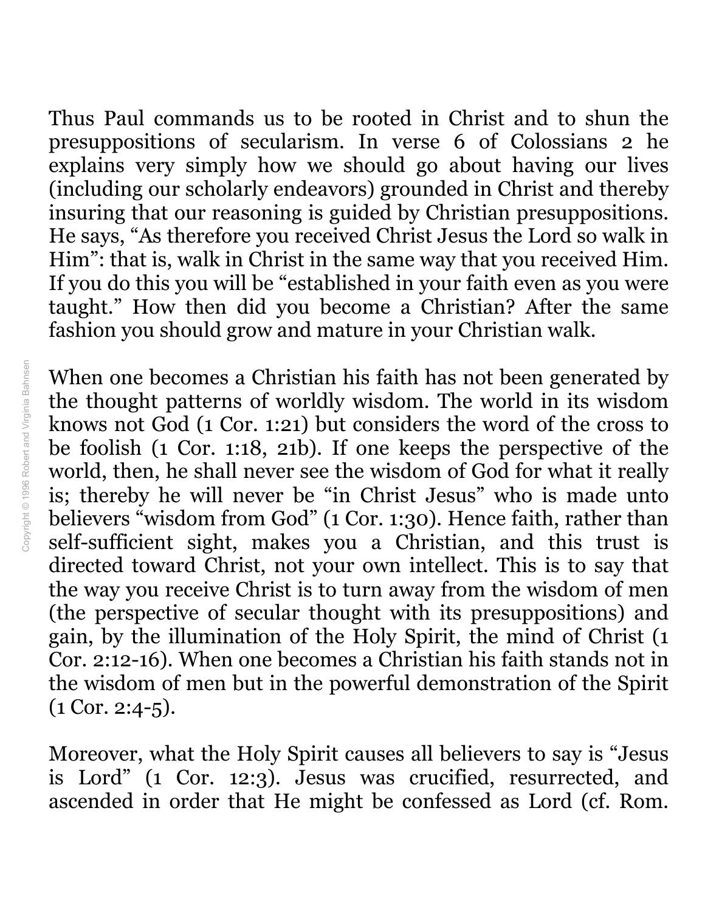Thus Paul commands us to be rooted in Christ and to shun the presuppositions of secularism. In verse 6 of Colossians 2 he explains very simply how we should go about having our lives (including our scholarly endeavors) grounded in Christ and thereby insuring that our reasoning is guided by Christian presuppositions. He says, "As therefore you received Christ Jesus the Lord so walk in Him": that is, walk in Christ in the same way that you received Him. If you do this you will be "established in your faith even as you were taught." How then did you become a Christian? After the same fashion you should grow and mature in your Christian walk.

When one becomes a Christian his faith has not been generated by the thought patterns of worldly wisdom. The world in its wisdom knows not God (1 Cor. 1:21) but considers the word of the cross to be foolish (1 Cor. 1:18, 21b). If one keeps the perspective of the world, then, he shall never see the wisdom of God for what it really is; thereby he will never be "in Christ Jesus" who is made unto believers "wisdom from God" (1 Cor. 1:30). Hence faith, rather than self-sufficient sight, makes you a Christian, and this trust is directed toward Christ, not your own intellect. This is to say that the way you receive Christ is to turn away from the wisdom of men (the perspective of secular thought with its presuppositions) and gain, by the illumination of the Holy Spirit, the mind of Christ (1 Cor. 2:12-16). When one becomes a Christian his faith stands not in the wisdom of men but in the powerful demonstration of the Spirit (1 Cor. 2:4-5).

Moreover, what the Holy Spirit causes all believers to say is "Jesus is Lord" (1 Cor. 12:3). Jesus was crucified, resurrected, and ascended in order that He might be confessed as Lord (cf. Rom.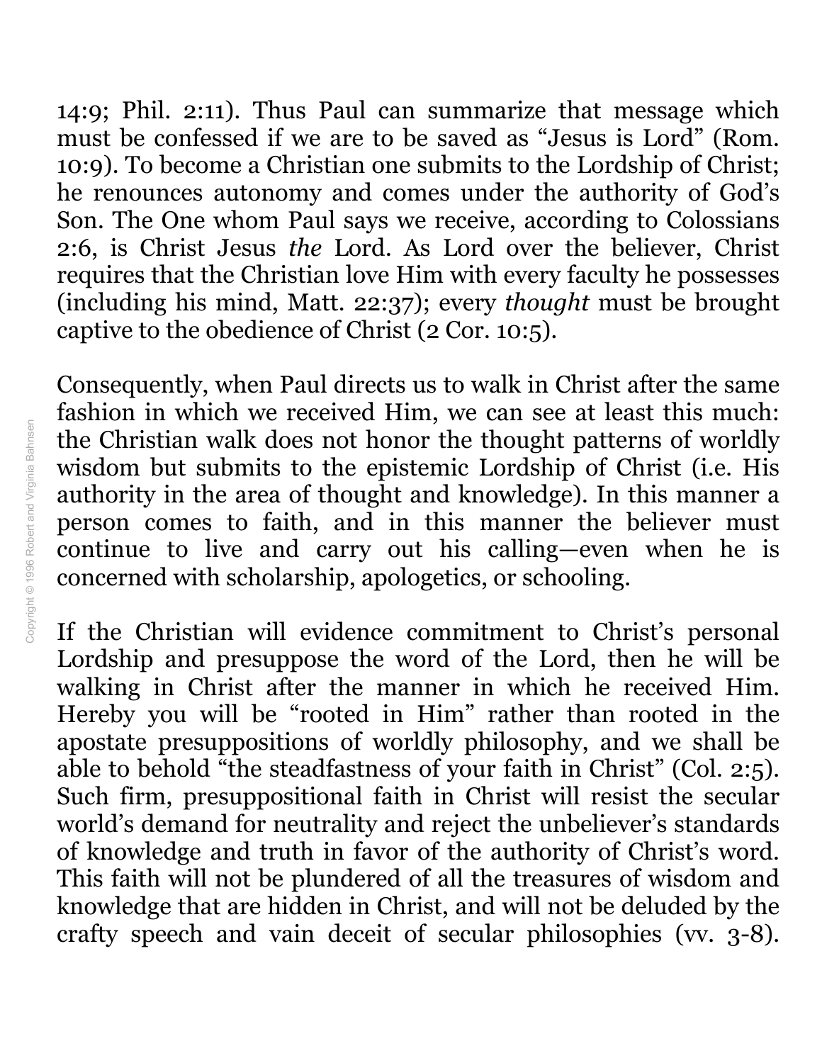14:9; Phil. 2:11). Thus Paul can summarize that message which must be confessed if we are to be saved as "Jesus is Lord" (Rom. 10:9). To become a Christian one submits to the Lordship of Christ; he renounces autonomy and comes under the authority of God's Son. The One whom Paul says we receive, according to Colossians 2:6, is Christ Jesus *the* Lord. As Lord over the believer, Christ requires that the Christian love Him with every faculty he possesses (including his mind, Matt. 22:37); every *thought* must be brought captive to the obedience of Christ (2 Cor. 10:5).

Consequently, when Paul directs us to walk in Christ after the same fashion in which we received Him, we can see at least this much: the Christian walk does not honor the thought patterns of worldly wisdom but submits to the epistemic Lordship of Christ (i.e. His authority in the area of thought and knowledge). In this manner a person comes to faith, and in this manner the believer must continue to live and carry out his calling—even when he is concerned with scholarship, apologetics, or schooling.

If the Christian will evidence commitment to Christ's personal Lordship and presuppose the word of the Lord, then he will be walking in Christ after the manner in which he received Him. Hereby you will be "rooted in Him" rather than rooted in the apostate presuppositions of worldly philosophy, and we shall be able to behold "the steadfastness of your faith in Christ" (Col. 2:5). Such firm, presuppositional faith in Christ will resist the secular world's demand for neutrality and reject the unbeliever's standards of knowledge and truth in favor of the authority of Christ's word. This faith will not be plundered of all the treasures of wisdom and knowledge that are hidden in Christ, and will not be deluded by the crafty speech and vain deceit of secular philosophies (vv. 3-8).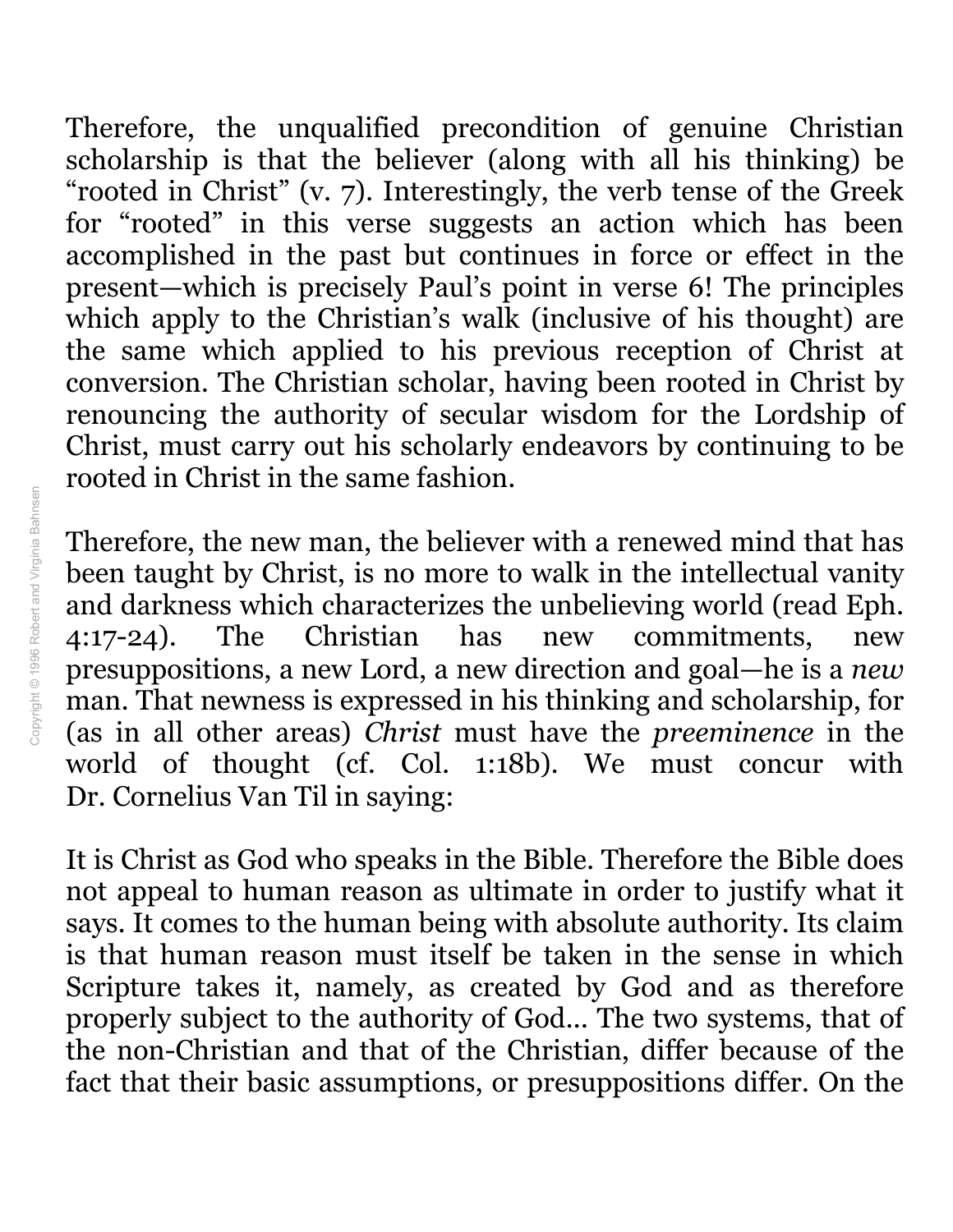Therefore, the unqualified precondition of genuine Christian scholarship is that the believer (along with all his thinking) be "rooted in Christ" (v. 7). Interestingly, the verb tense of the Greek for "rooted" in this verse suggests an action which has been accomplished in the past but continues in force or effect in the present—which is precisely Paul's point in verse 6! The principles which apply to the Christian's walk (inclusive of his thought) are the same which applied to his previous reception of Christ at conversion. The Christian scholar, having been rooted in Christ by renouncing the authority of secular wisdom for the Lordship of Christ, must carry out his scholarly endeavors by continuing to be rooted in Christ in the same fashion.

Therefore, the new man, the believer with a renewed mind that has been taught by Christ, is no more to walk in the intellectual vanity and darkness which characterizes the unbelieving world (read Eph. 4:17-24). The Christian has new commitments, new presuppositions, a new Lord, a new direction and goal—he is a *new* man. That newness is expressed in his thinking and scholarship, for (as in all other areas) *Christ* must have the *preeminence* in the world of thought (cf. Col. 1:18b). We must concur with Dr. Cornelius Van Til in saying:

It is Christ as God who speaks in the Bible. Therefore the Bible does not appeal to human reason as ultimate in order to justify what it says. It comes to the human being with absolute authority. Its claim is that human reason must itself be taken in the sense in which Scripture takes it, namely, as created by God and as therefore properly subject to the authority of God... The two systems, that of the non-Christian and that of the Christian, differ because of the fact that their basic assumptions, or presuppositions differ. On the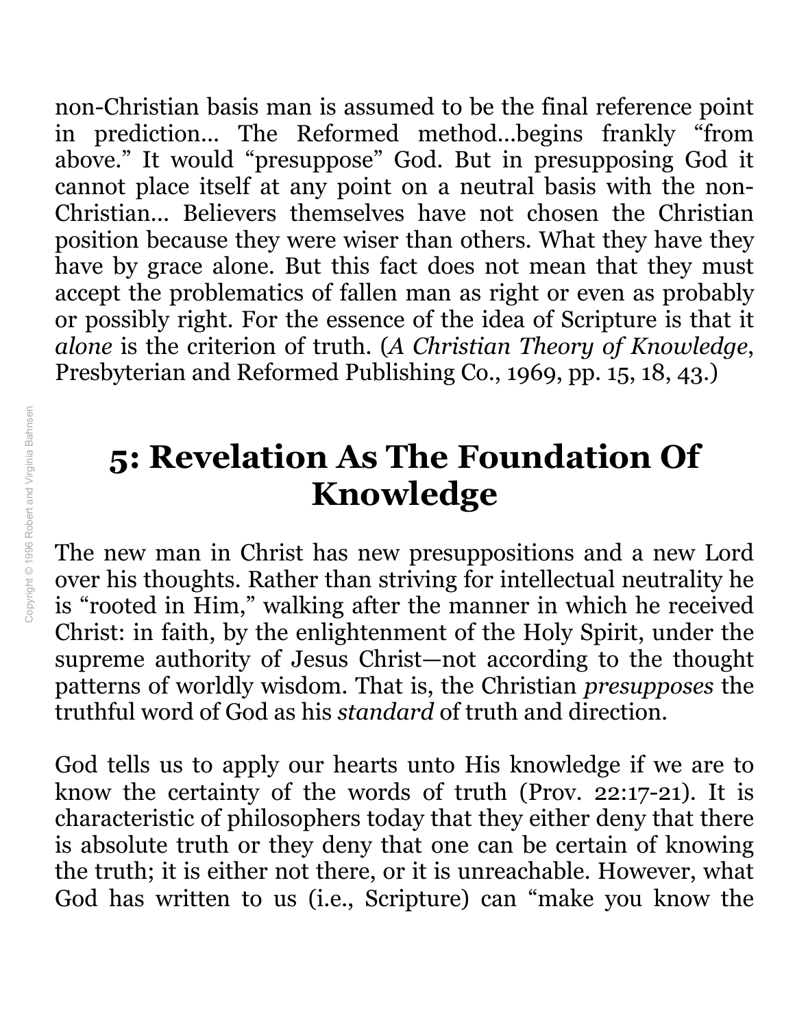non-Christian basis man is assumed to be the final reference point in prediction… The Reformed method…begins frankly "from above." It would "presuppose" God. But in presupposing God it cannot place itself at any point on a neutral basis with the non-Christian… Believers themselves have not chosen the Christian position because they were wiser than others. What they have they have by grace alone. But this fact does not mean that they must accept the problematics of fallen man as right or even as probably or possibly right. For the essence of the idea of Scripture is that it *alone* is the criterion of truth. (*A Christian Theory of Knowledge*, Presbyterian and Reformed Publishing Co., 1969, pp. 15, 18, 43.)

# 5: Revelation As The Foundation Of Knowledge

The new man in Christ has new presuppositions and a new Lord over his thoughts. Rather than striving for intellectual neutrality he is "rooted in Him," walking after the manner in which he received Christ: in faith, by the enlightenment of the Holy Spirit, under the supreme authority of Jesus Christ—not according to the thought patterns of worldly wisdom. That is, the Christian *presupposes* the truthful word of God as his *standard* of truth and direction.

God tells us to apply our hearts unto His knowledge if we are to know the certainty of the words of truth (Prov. 22:17-21). It is characteristic of philosophers today that they either deny that there is absolute truth or they deny that one can be certain of knowing the truth; it is either not there, or it is unreachable. However, what God has written to us (i.e., Scripture) can "make you know the